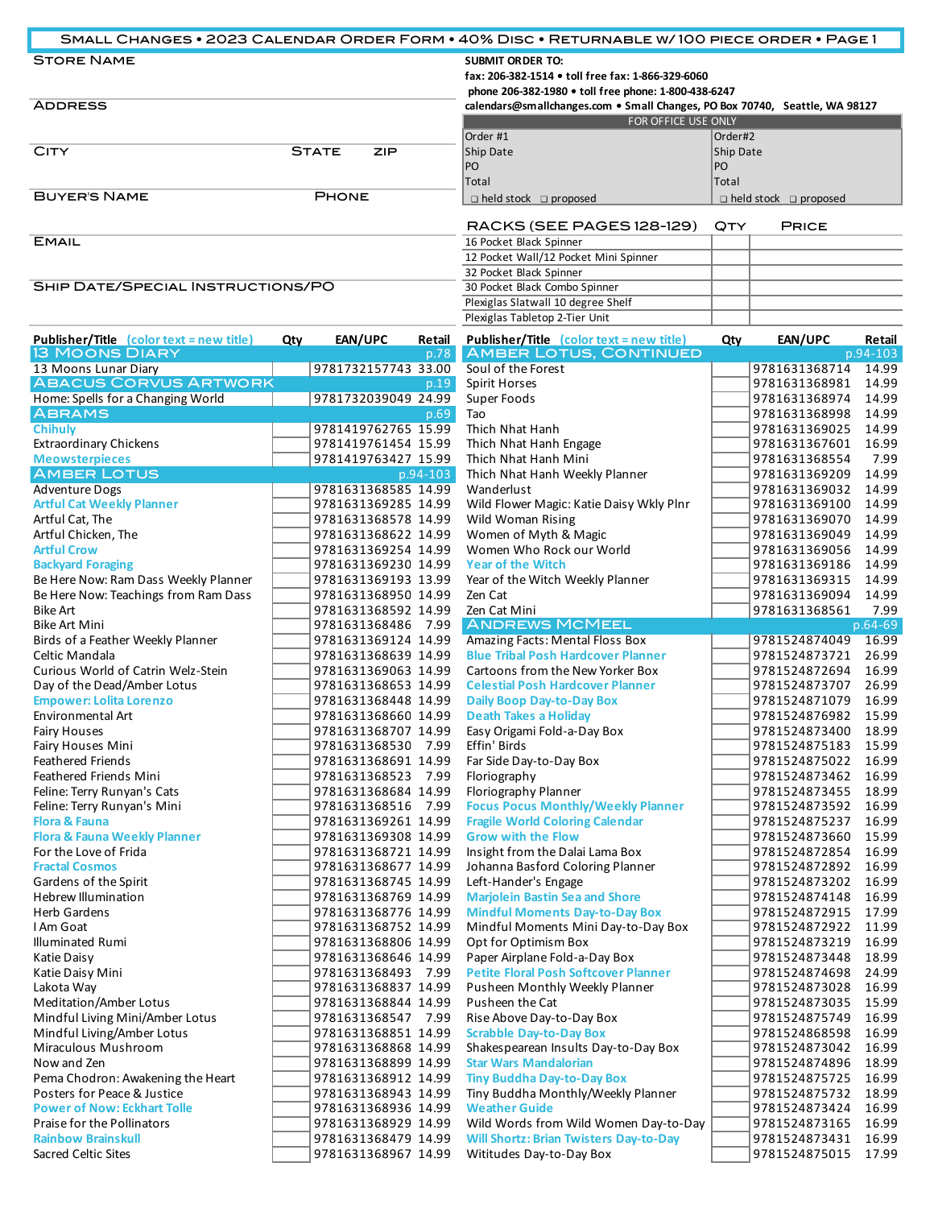# Small Changes • 2023 Calendar Order Form • 40% Disc • Returnable w/ 100 piece order • Page 1

Store Name

Address

City State Zip

Buyer's Name Phone

Email

Ship Date/Special Instructions/PO

**SUBMIT ORDER TO:**
**fax: 206-382-1514 • toll free fax: 1-866-329-6060**
**phone 206-382-1980 • toll free phone: 1-800-438-6247**
**calendars@smallchanges.com • Small Changes, PO Box 70740, Seattle, WA 98127**

| FOR OFFICE USE ONLY | |
|---|---|
| Order #1 | Order#2 |
| Ship Date | Ship Date |
| PO | PO |
| Total | Total |
| ❑ held stock ❑ proposed | ❑ held stock ❑ proposed |

| Racks (see pages 128-129) | Qty | Price |
|---|---|---|
| 16 Pocket Black Spinner | | |
| 12 Pocket Wall/12 Pocket Mini Spinner | | |
| 32 Pocket Black Spinner | | |
| 30 Pocket Black Combo Spinner | | |
| Plexiglas Slatwall 10 degree Shelf | | |
| Plexiglas Tabletop 2-Tier Unit | | |

| Publisher/Title (color text = new title) | Qty | EAN/UPC | Retail |
|---|---|---|---|
| **13 Moons Diary** | | | p.78 |
| 13 Moons Lunar Diary | | 9781732157743 | 33.00 |
| **Abacus Corvus Artwork** | | | p.19 |
| Home: Spells for a Changing World | | 9781732039049 | 24.99 |
| **Abrams** | | | p.69 |
| Chihuly | | 9781419762765 | 15.99 |
| Extraordinary Chickens | | 9781419761454 | 15.99 |
| Meowsterpieces | | 9781419763427 | 15.99 |
| **Amber Lotus** | | | p.94-103 |
| Adventure Dogs | | 9781631368585 | 14.99 |
| Artful Cat Weekly Planner | | 9781631369285 | 14.99 |
| Artful Cat, The | | 9781631368578 | 14.99 |
| Artful Chicken, The | | 9781631368622 | 14.99 |
| Artful Crow | | 9781631369254 | 14.99 |
| Backyard Foraging | | 9781631369230 | 14.99 |
| Be Here Now: Ram Dass Weekly Planner | | 9781631369193 | 13.99 |
| Be Here Now: Teachings from Ram Dass | | 9781631368950 | 14.99 |
| Bike Art | | 9781631368592 | 14.99 |
| Bike Art Mini | | 9781631368486 | 7.99 |
| Birds of a Feather Weekly Planner | | 9781631369124 | 14.99 |
| Celtic Mandala | | 9781631368639 | 14.99 |
| Curious World of Catrin Welz-Stein | | 9781631369063 | 14.99 |
| Day of the Dead/Amber Lotus | | 9781631368653 | 14.99 |
| Empower: Lolita Lorenzo | | 9781631368448 | 14.99 |
| Environmental Art | | 9781631368660 | 14.99 |
| Fairy Houses | | 9781631368707 | 14.99 |
| Fairy Houses Mini | | 9781631368530 | 7.99 |
| Feathered Friends | | 9781631368691 | 14.99 |
| Feathered Friends Mini | | 9781631368523 | 7.99 |
| Feline: Terry Runyan's Cats | | 9781631368684 | 14.99 |
| Feline: Terry Runyan's Mini | | 9781631368516 | 7.99 |
| Flora & Fauna | | 9781631369261 | 14.99 |
| Flora & Fauna Weekly Planner | | 9781631369308 | 14.99 |
| For the Love of Frida | | 9781631368721 | 14.99 |
| Fractal Cosmos | | 9781631368677 | 14.99 |
| Gardens of the Spirit | | 9781631368745 | 14.99 |
| Hebrew Illumination | | 9781631368769 | 14.99 |
| Herb Gardens | | 9781631368776 | 14.99 |
| I Am Goat | | 9781631368752 | 14.99 |
| Illuminated Rumi | | 9781631368806 | 14.99 |
| Katie Daisy | | 9781631368646 | 14.99 |
| Katie Daisy Mini | | 9781631368493 | 7.99 |
| Lakota Way | | 9781631368837 | 14.99 |
| Meditation/Amber Lotus | | 9781631368844 | 14.99 |
| Mindful Living Mini/Amber Lotus | | 9781631368547 | 7.99 |
| Mindful Living/Amber Lotus | | 9781631368851 | 14.99 |
| Miraculous Mushroom | | 9781631368868 | 14.99 |
| Now and Zen | | 9781631368899 | 14.99 |
| Pema Chodron: Awakening the Heart | | 9781631368912 | 14.99 |
| Posters for Peace & Justice | | 9781631368943 | 14.99 |
| Power of Now: Eckhart Tolle | | 9781631368936 | 14.99 |
| Praise for the Pollinators | | 9781631368929 | 14.99 |
| Rainbow Brainskull | | 9781631368479 | 14.99 |
| Sacred Celtic Sites | | 9781631368967 | 14.99 |
| **Amber Lotus, continued** | | | p.94-103 |
| Soul of the Forest | | 9781631368714 | 14.99 |
| Spirit Horses | | 9781631368981 | 14.99 |
| Super Foods | | 9781631368974 | 14.99 |
| Tao | | 9781631368998 | 14.99 |
| Thich Nhat Hanh | | 9781631369025 | 14.99 |
| Thich Nhat Hanh Engage | | 9781631367601 | 16.99 |
| Thich Nhat Hanh Mini | | 9781631368554 | 7.99 |
| Thich Nhat Hanh Weekly Planner | | 9781631369209 | 14.99 |
| Wanderlust | | 9781631369032 | 14.99 |
| Wild Flower Magic: Katie Daisy Wkly Plnr | | 9781631369100 | 14.99 |
| Wild Woman Rising | | 9781631369070 | 14.99 |
| Women of Myth & Magic | | 9781631369049 | 14.99 |
| Women Who Rock our World | | 9781631369056 | 14.99 |
| Year of the Witch | | 9781631369186 | 14.99 |
| Year of the Witch Weekly Planner | | 9781631369315 | 14.99 |
| Zen Cat | | 9781631369094 | 14.99 |
| Zen Cat Mini | | 9781631368561 | 7.99 |
| **Andrews McMeel** | | | p.64-69 |
| Amazing Facts: Mental Floss Box | | 9781524874049 | 16.99 |
| Blue Tribal Posh Hardcover Planner | | 9781524873721 | 26.99 |
| Cartoons from the New Yorker Box | | 9781524872694 | 16.99 |
| Celestial Posh Hardcover Planner | | 9781524873707 | 26.99 |
| Daily Boop Day-to-Day Box | | 9781524871079 | 16.99 |
| Death Takes a Holiday | | 9781524876982 | 15.99 |
| Easy Origami Fold-a-Day Box | | 9781524873400 | 18.99 |
| Effin' Birds | | 9781524875183 | 15.99 |
| Far Side Day-to-Day Box | | 9781524875022 | 16.99 |
| Floriography | | 9781524873462 | 16.99 |
| Floriography Planner | | 9781524873455 | 18.99 |
| Focus Pocus Monthly/Weekly Planner | | 9781524873592 | 16.99 |
| Fragile World Coloring Calendar | | 9781524875237 | 16.99 |
| Grow with the Flow | | 9781524873660 | 15.99 |
| Insight from the Dalai Lama Box | | 9781524872854 | 16.99 |
| Johanna Basford Coloring Planner | | 9781524872892 | 16.99 |
| Left-Hander's Engage | | 9781524873202 | 16.99 |
| Marjolein Bastin Sea and Shore | | 9781524874148 | 16.99 |
| Mindful Moments Day-to-Day Box | | 9781524872915 | 17.99 |
| Mindful Moments Mini Day-to-Day Box | | 9781524872922 | 11.99 |
| Opt for Optimism Box | | 9781524873219 | 16.99 |
| Paper Airplane Fold-a-Day Box | | 9781524873448 | 18.99 |
| Petite Floral Posh Softcover Planner | | 9781524874698 | 24.99 |
| Pusheen Monthly Weekly Planner | | 9781524873028 | 16.99 |
| Pusheen the Cat | | 9781524873035 | 15.99 |
| Rise Above Day-to-Day Box | | 9781524875749 | 16.99 |
| Scrabble Day-to-Day Box | | 9781524868598 | 16.99 |
| Shakespearean Insults Day-to-Day Box | | 9781524873042 | 16.99 |
| Star Wars Mandalorian | | 9781524874896 | 18.99 |
| Tiny Buddha Day-to-Day Box | | 9781524875725 | 16.99 |
| Tiny Buddha Monthly/Weekly Planner | | 9781524875732 | 18.99 |
| Weather Guide | | 9781524873424 | 16.99 |
| Wild Words from Wild Women Day-to-Day | | 9781524873165 | 16.99 |
| Will Shortz: Brian Twisters Day-to-Day | | 9781524873431 | 16.99 |
| Wititudes Day-to-Day Box | | 9781524875015 | 17.99 |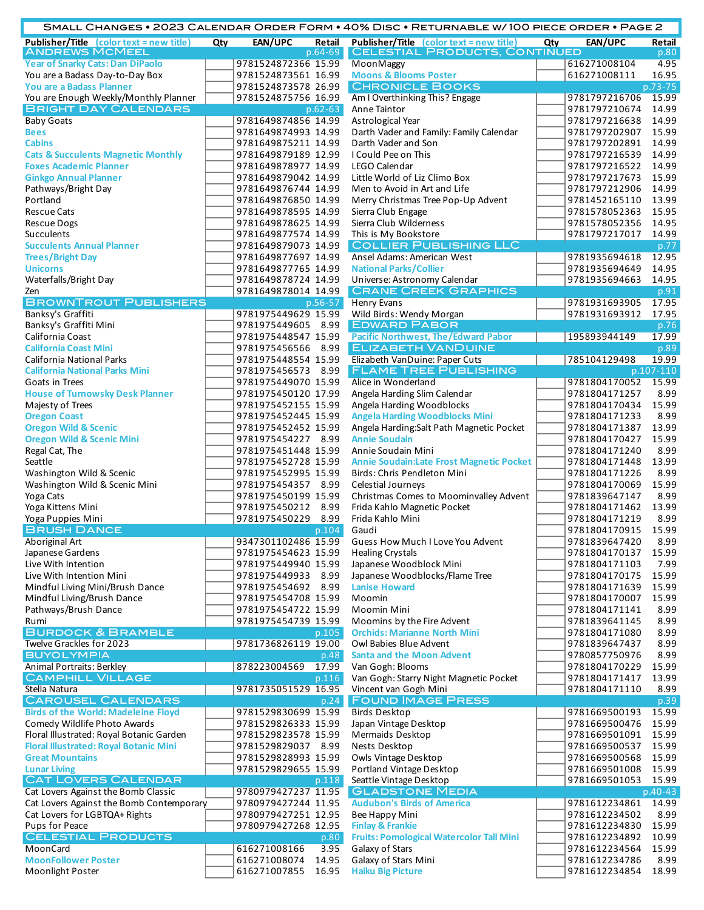# Small Changes • 2023 Calendar Order Form • 40% Disc • Returnable w/ 100 piece order • Page 2

| Publisher/Title (color text = new title) | Qty | EAN/UPC | Retail |
|---|---|---|---|
| **ANDREWS MCMEEL** | | | p.64-69 |
| Year of Snarky Cats: Dan DiPaolo | | 9781524872366 | 15.99 |
| You are a Badass Day-to-Day Box | | 9781524873561 | 16.99 |
| You are a Badass Planner | | 9781524873578 | 26.99 |
| You are Enough Weekly/Monthly Planner | | 9781524875756 | 16.99 |
| **BRIGHT DAY CALENDARS** | | | p.62-63 |
| Baby Goats | | 9781649874856 | 14.99 |
| Bees | | 9781649874993 | 14.99 |
| Cabins | | 9781649875211 | 14.99 |
| Cats & Succulents Magnetic Monthly | | 9781649879189 | 12.99 |
| Foxes Academic Planner | | 9781649878977 | 14.99 |
| Ginkgo Annual Planner | | 9781649879042 | 14.99 |
| Pathways/Bright Day | | 9781649876744 | 14.99 |
| Portland | | 9781649876850 | 14.99 |
| Rescue Cats | | 9781649878595 | 14.99 |
| Rescue Dogs | | 9781649878625 | 14.99 |
| Succulents | | 9781649877574 | 14.99 |
| Succulents Annual Planner | | 9781649879073 | 14.99 |
| Trees/Bright Day | | 9781649877697 | 14.99 |
| Unicorns | | 9781649877765 | 14.99 |
| Waterfalls/Bright Day | | 9781649878724 | 14.99 |
| Zen | | 9781649878014 | 14.99 |
| **BROWNTROUT PUBLISHERS** | | | p.56-57 |
| Banksy's Graffiti | | 9781975449629 | 15.99 |
| Banksy's Graffiti Mini | | 9781975449605 | 8.99 |
| California Coast | | 9781975448547 | 15.99 |
| California Coast Mini | | 9781975456566 | 8.99 |
| California National Parks | | 9781975448554 | 15.99 |
| California National Parks Mini | | 9781975456573 | 8.99 |
| Goats in Trees | | 9781975449070 | 15.99 |
| House of Turnowsky Desk Planner | | 9781975450120 | 17.99 |
| Majesty of Trees | | 9781975452155 | 15.99 |
| Oregon Coast | | 9781975452445 | 15.99 |
| Oregon Wild & Scenic | | 9781975452452 | 15.99 |
| Oregon Wild & Scenic Mini | | 9781975454227 | 8.99 |
| Regal Cat, The | | 9781975451448 | 15.99 |
| Seattle | | 9781975452728 | 15.99 |
| Washington Wild & Scenic | | 9781975452995 | 15.99 |
| Washington Wild & Scenic Mini | | 9781975454357 | 8.99 |
| Yoga Cats | | 9781975450199 | 15.99 |
| Yoga Kittens Mini | | 9781975450212 | 8.99 |
| Yoga Puppies Mini | | 9781975450229 | 8.99 |
| **BRUSH DANCE** | | | p.104 |
| Aboriginal Art | | 9347301102486 | 15.99 |
| Japanese Gardens | | 9781975454623 | 15.99 |
| Live With Intention | | 9781975449940 | 15.99 |
| Live With Intention Mini | | 9781975449933 | 8.99 |
| Mindful Living Mini/Brush Dance | | 9781975454692 | 8.99 |
| Mindful Living/Brush Dance | | 9781975454708 | 15.99 |
| Pathways/Brush Dance | | 9781975454722 | 15.99 |
| Rumi | | 9781975454739 | 15.99 |
| **BURDOCK & BRAMBLE** | | | p.105 |
| Twelve Grackles for 2023 | | 9781736826119 | 19.00 |
| **BUYOLYMPIA** | | | p.48 |
| Animal Portraits: Berkley | | 878223004569 | 17.99 |
| **CAMPHILL VILLAGE** | | | p.116 |
| Stella Natura | | 9781735051529 | 16.95 |
| **CAROUSEL CALENDARS** | | | p.24 |
| Birds of the World: Madeleine Floyd | | 9781529830699 | 15.99 |
| Comedy Wildlife Photo Awards | | 9781529826333 | 15.99 |
| Floral Illustrated: Royal Botanic Garden | | 9781529823578 | 15.99 |
| Floral Illustrated: Royal Botanic Mini | | 9781529829037 | 8.99 |
| Great Mountains | | 9781529828993 | 15.99 |
| Lunar Living | | 9781529829655 | 15.99 |
| **CAT LOVERS CALENDAR** | | | p.118 |
| Cat Lovers Against the Bomb Classic | | 9780979427237 | 11.95 |
| Cat Lovers Against the Bomb Contemporary | | 9780979427244 | 11.95 |
| Cat Lovers for LGBTQA+ Rights | | 9780979427251 | 12.95 |
| Pups for Peace | | 9780979427268 | 12.95 |
| **CELESTIAL PRODUCTS** | | | p.80 |
| MoonCard | | 616271008166 | 3.95 |
| MoonFollower Poster | | 616271008074 | 14.95 |
| Moonlight Poster | | 616271007855 | 16.95 |
| **CELESTIAL PRODUCTS, CONTINUED** | | | p.80 |
| MoonMaggy | | 616271008104 | 4.95 |
| Moons & Blooms Poster | | 616271008111 | 16.95 |
| **CHRONICLE BOOKS** | | | p.73-75 |
| Am I Overthinking This? Engage | | 9781797216706 | 15.99 |
| Anne Taintor | | 9781797210674 | 14.99 |
| Astrological Year | | 9781797216638 | 14.99 |
| Darth Vader and Family: Family Calendar | | 9781797202907 | 15.99 |
| Darth Vader and Son | | 9781797202891 | 14.99 |
| I Could Pee on This | | 9781797216539 | 14.99 |
| LEGO Calendar | | 9781797216522 | 14.99 |
| Little World of Liz Climo Box | | 9781797217673 | 15.99 |
| Men to Avoid in Art and Life | | 9781797212906 | 14.99 |
| Merry Christmas Tree Pop-Up Advent | | 9781452165110 | 13.99 |
| Sierra Club Engage | | 9781578052363 | 15.95 |
| Sierra Club Wilderness | | 9781578052356 | 14.95 |
| This is My Bookstore | | 9781797217017 | 14.99 |
| **COLLIER PUBLISHING LLC** | | | p.77 |
| Ansel Adams: American West | | 9781935694618 | 12.95 |
| National Parks/Collier | | 9781935694649 | 14.95 |
| Universe: Astronomy Calendar | | 9781935694663 | 14.95 |
| **CRANE CREEK GRAPHICS** | | | p.91 |
| Henry Evans | | 9781931693905 | 17.95 |
| Wild Birds: Wendy Morgan | | 9781931693912 | 17.95 |
| **EDWARD PABOR** | | | p.76 |
| Pacific Northwest, The/Edward Pabor | | 195893944149 | 17.99 |
| **ELIZABETH VANDUINE** | | | p.89 |
| Elizabeth VanDuine: Paper Cuts | | 785104129498 | 19.99 |
| **FLAME TREE PUBLISHING** | | | p.107-110 |
| Alice in Wonderland | | 9781804170052 | 15.99 |
| Angela Harding Slim Calendar | | 9781804171257 | 8.99 |
| Angela Harding Woodblocks | | 9781804170434 | 15.99 |
| Angela Harding Woodblocks Mini | | 9781804171233 | 8.99 |
| Angela Harding:Salt Path Magnetic Pocket | | 9781804171387 | 13.99 |
| Annie Soudain | | 9781804170427 | 15.99 |
| Annie Soudain Mini | | 9781804171240 | 8.99 |
| Annie Soudain:Late Frost Magnetic Pocket | | 9781804171448 | 13.99 |
| Birds: Chris Pendleton Mini | | 9781804171226 | 8.99 |
| Celestial Journeys | | 9781804170069 | 15.99 |
| Christmas Comes to Moominvalley Advent | | 9781839647147 | 8.99 |
| Frida Kahlo Magnetic Pocket | | 9781804171462 | 13.99 |
| Frida Kahlo Mini | | 9781804171219 | 8.99 |
| Gaudi | | 9781804170915 | 15.99 |
| Guess How Much I Love You Advent | | 9781839647420 | 8.99 |
| Healing Crystals | | 9781804170137 | 15.99 |
| Japanese Woodblock Mini | | 9781804171103 | 7.99 |
| Japanese Woodblocks/Flame Tree | | 9781804170175 | 15.99 |
| Lanise Howard | | 9781804171639 | 15.99 |
| Moomin | | 9781804170007 | 15.99 |
| Moomin Mini | | 9781804171141 | 8.99 |
| Moomins by the Fire Advent | | 9781839641145 | 8.99 |
| Orchids: Marianne North Mini | | 9781804171080 | 8.99 |
| Owl Babies Blue Advent | | 9781839647437 | 8.99 |
| Santa and the Moon Advent | | 9780857750976 | 8.99 |
| Van Gogh: Blooms | | 9781804170229 | 15.99 |
| Van Gogh: Starry Night Magnetic Pocket | | 9781804171417 | 13.99 |
| Vincent van Gogh Mini | | 9781804171110 | 8.99 |
| **FOUND IMAGE PRESS** | | | p.39 |
| Birds Desktop | | 9781669500193 | 15.99 |
| Japan Vintage Desktop | | 9781669500476 | 15.99 |
| Mermaids Desktop | | 9781669501091 | 15.99 |
| Nests Desktop | | 9781669500537 | 15.99 |
| Owls Vintage Desktop | | 9781669500568 | 15.99 |
| Portland Vintage Desktop | | 9781669501008 | 15.99 |
| Seattle Vintage Desktop | | 9781669501053 | 15.99 |
| **GLADSTONE MEDIA** | | | p.40-43 |
| Audubon's Birds of America | | 9781612234861 | 14.99 |
| Bee Happy Mini | | 9781612234502 | 8.99 |
| Finlay & Frankie | | 9781612234830 | 15.99 |
| Fruits: Pomological Watercolor Tall Mini | | 9781612234892 | 10.99 |
| Galaxy of Stars | | 9781612234564 | 15.99 |
| Galaxy of Stars Mini | | 9781612234786 | 8.99 |
| Haiku Big Picture | | 9781612234854 | 18.99 |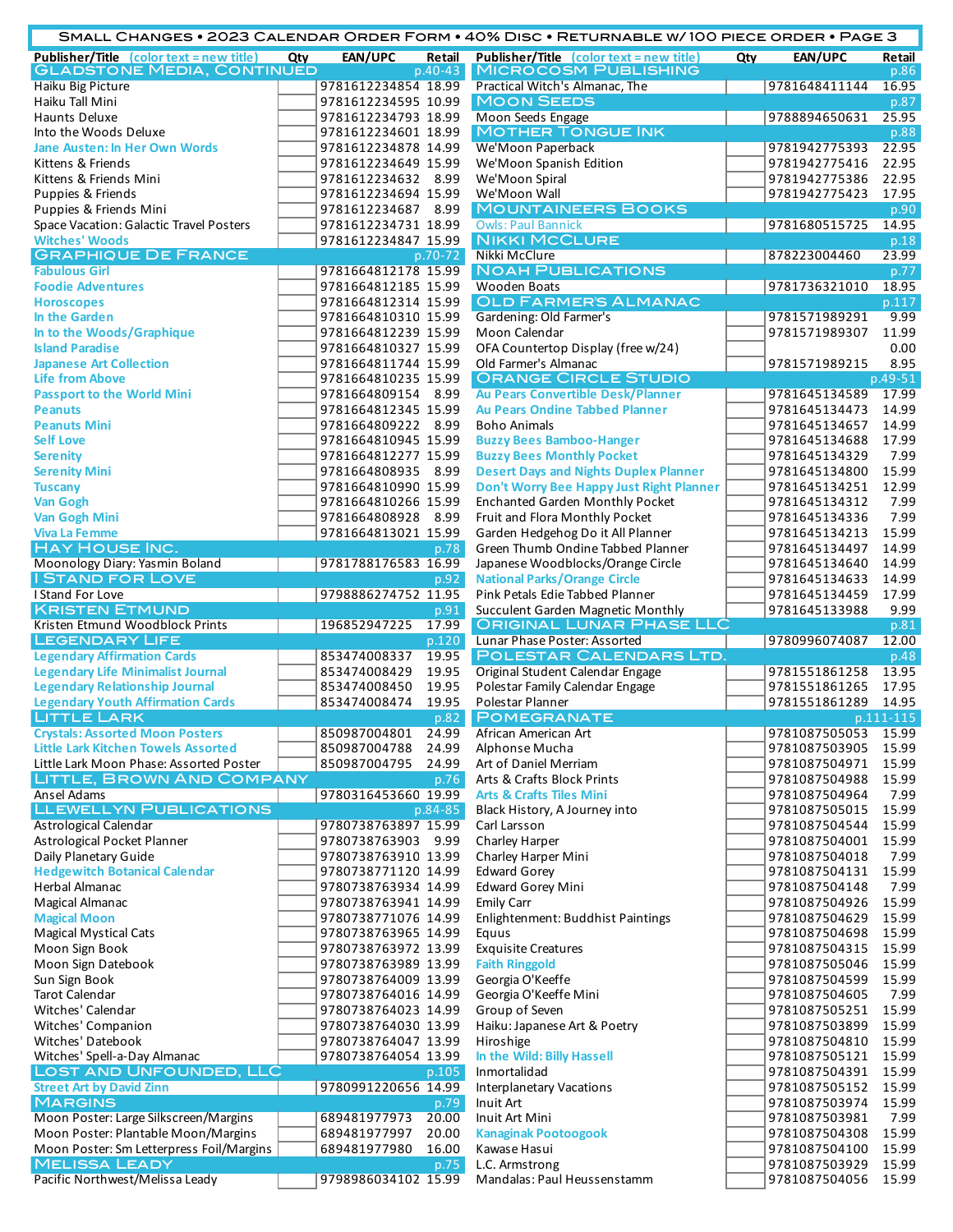# Small Changes • 2023 Calendar Order Form • 40% Disc • Returnable w/ 100 piece order • Page 3

| Publisher/Title (color text = new title) | Qty | EAN/UPC | Retail |
|---|---|---|---|
| **GLADSTONE MEDIA, CONTINUED** | | | p.40-43 |
| Haiku Big Picture | | 9781612234854 | 18.99 |
| Haiku Tall Mini | | 9781612234595 | 10.99 |
| Haunts Deluxe | | 9781612234793 | 18.99 |
| Into the Woods Deluxe | | 9781612234601 | 18.99 |
| Jane Austen: In Her Own Words | | 9781612234878 | 14.99 |
| Kittens & Friends | | 9781612234649 | 15.99 |
| Kittens & Friends Mini | | 9781612234632 | 8.99 |
| Puppies & Friends | | 9781612234694 | 15.99 |
| Puppies & Friends Mini | | 9781612234687 | 8.99 |
| Space Vacation: Galactic Travel Posters | | 9781612234731 | 18.99 |
| Witches' Woods | | 9781612234847 | 15.99 |
| **GRAPHIQUE DE FRANCE** | | | p.70-72 |
| Fabulous Girl | | 9781664812178 | 15.99 |
| Foodie Adventures | | 9781664812185 | 15.99 |
| Horoscopes | | 9781664812314 | 15.99 |
| In the Garden | | 9781664810310 | 15.99 |
| In to the Woods/Graphique | | 9781664812239 | 15.99 |
| Island Paradise | | 9781664810327 | 15.99 |
| Japanese Art Collection | | 9781664811744 | 15.99 |
| Life from Above | | 9781664810235 | 15.99 |
| Passport to the World Mini | | 9781664809154 | 8.99 |
| Peanuts | | 9781664812345 | 15.99 |
| Peanuts Mini | | 9781664809222 | 8.99 |
| Self Love | | 9781664810945 | 15.99 |
| Serenity | | 9781664812277 | 15.99 |
| Serenity Mini | | 9781664808935 | 8.99 |
| Tuscany | | 9781664810990 | 15.99 |
| Van Gogh | | 9781664810266 | 15.99 |
| Van Gogh Mini | | 9781664808928 | 8.99 |
| Viva La Femme | | 9781664813021 | 15.99 |
| **HAY HOUSE INC.** | | | p.78 |
| Moonology Diary: Yasmin Boland | | 9781788176583 | 16.99 |
| **I STAND FOR LOVE** | | | p.92 |
| I Stand For Love | | 9798886274752 | 11.95 |
| **KRISTEN ETMUND** | | | p.91 |
| Kristen Etmund Woodblock Prints | | 196852947225 | 17.99 |
| **LEGENDARY LIFE** | | | p.120 |
| Legendary Affirmation Cards | | 853474008337 | 19.95 |
| Legendary Life Minimalist Journal | | 853474008429 | 19.95 |
| Legendary Relationship Journal | | 853474008450 | 19.95 |
| Legendary Youth Affirmation Cards | | 853474008474 | 19.95 |
| **LITTLE LARK** | | | p.82 |
| Crystals: Assorted Moon Posters | | 850987004801 | 24.99 |
| Little Lark Kitchen Towels Assorted | | 850987004788 | 24.99 |
| Little Lark Moon Phase: Assorted Poster | | 850987004795 | 24.99 |
| **LITTLE, BROWN AND COMPANY** | | | p.76 |
| Ansel Adams | | 9780316453660 | 19.99 |
| **LLEWELLYN PUBLICATIONS** | | | p.84-85 |
| Astrological Calendar | | 9780738763897 | 15.99 |
| Astrological Pocket Planner | | 9780738763903 | 9.99 |
| Daily Planetary Guide | | 9780738763910 | 13.99 |
| Hedgewitch Botanical Calendar | | 9780738771120 | 14.99 |
| Herbal Almanac | | 9780738763934 | 14.99 |
| Magical Almanac | | 9780738763941 | 14.99 |
| Magical Moon | | 9780738771076 | 14.99 |
| Magical Mystical Cats | | 9780738763965 | 14.99 |
| Moon Sign Book | | 9780738763972 | 13.99 |
| Moon Sign Datebook | | 9780738763989 | 13.99 |
| Sun Sign Book | | 9780738764009 | 13.99 |
| Tarot Calendar | | 9780738764016 | 14.99 |
| Witches' Calendar | | 9780738764023 | 14.99 |
| Witches' Companion | | 9780738764030 | 13.99 |
| Witches' Datebook | | 9780738764047 | 13.99 |
| Witches' Spell-a-Day Almanac | | 9780738764054 | 13.99 |
| **LOST AND UNFOUNDED, LLC** | | | p.105 |
| Street Art by David Zinn | | 9780991220656 | 14.99 |
| **MARGINS** | | | p.79 |
| Moon Poster: Large Silkscreen/Margins | | 689481977973 | 20.00 |
| Moon Poster: Plantable Moon/Margins | | 689481977997 | 20.00 |
| Moon Poster: Sm Letterpress Foil/Margins | | 689481977980 | 16.00 |
| **MELISSA LEADY** | | | p.75 |
| Pacific Northwest/Melissa Leady | | 9798986034102 | 15.99 |
| **MICROCOSM PUBLISHING** | | | p.86 |
| Practical Witch's Almanac, The | | 9781648411144 | 16.95 |
| **MOON SEEDS** | | | p.87 |
| Moon Seeds Engage | | 9788894650631 | 25.95 |
| **MOTHER TONGUE INK** | | | p.88 |
| We'Moon Paperback | | 9781942775393 | 22.95 |
| We'Moon Spanish Edition | | 9781942775416 | 22.95 |
| We'Moon Spiral | | 9781942775386 | 22.95 |
| We'Moon Wall | | 9781942775423 | 17.95 |
| **MOUNTAINEERS BOOKS** | | | p.90 |
| Owls: Paul Bannick | | 9781680515725 | 14.95 |
| **NIKKI MCCLURE** | | | p.18 |
| Nikki McClure | | 878223004460 | 23.99 |
| **NOAH PUBLICATIONS** | | | p.77 |
| Wooden Boats | | 9781736321010 | 18.95 |
| **OLD FARMER'S ALMANAC** | | | p.117 |
| Gardening: Old Farmer's | | 9781571989291 | 9.99 |
| Moon Calendar | | 9781571989307 | 11.99 |
| OFA Countertop Display (free w/24) | | | 0.00 |
| Old Farmer's Almanac | | 9781571989215 | 8.95 |
| **ORANGE CIRCLE STUDIO** | | | p.49-51 |
| Au Pears Convertible Desk/Planner | | 9781645134589 | 17.99 |
| Au Pears Ondine Tabbed Planner | | 9781645134473 | 14.99 |
| Boho Animals | | 9781645134657 | 14.99 |
| Buzzy Bees Bamboo-Hanger | | 9781645134688 | 17.99 |
| Buzzy Bees Monthly Pocket | | 9781645134329 | 7.99 |
| Desert Days and Nights Duplex Planner | | 9781645134800 | 15.99 |
| Don't Worry Bee Happy Just Right Planner | | 9781645134251 | 12.99 |
| Enchanted Garden Monthly Pocket | | 9781645134312 | 7.99 |
| Fruit and Flora Monthly Pocket | | 9781645134336 | 7.99 |
| Garden Hedgehog Do it All Planner | | 9781645134213 | 15.99 |
| Green Thumb Ondine Tabbed Planner | | 9781645134497 | 14.99 |
| Japanese Woodblocks/Orange Circle | | 9781645134640 | 14.99 |
| National Parks/Orange Circle | | 9781645134633 | 14.99 |
| Pink Petals Edie Tabbed Planner | | 9781645134459 | 17.99 |
| Succulent Garden Magnetic Monthly | | 9781645133988 | 9.99 |
| **ORIGINAL LUNAR PHASE LLC** | | | p.81 |
| Lunar Phase Poster: Assorted | | 9780996074087 | 12.00 |
| **POLESTAR CALENDARS LTD.** | | | p.48 |
| Original Student Calendar Engage | | 9781551861258 | 13.95 |
| Polestar Family Calendar Engage | | 9781551861265 | 17.95 |
| Polestar Planner | | 9781551861289 | 14.95 |
| **POMEGRANATE** | | | p.111-115 |
| African American Art | | 9781087505053 | 15.99 |
| Alphonse Mucha | | 9781087503905 | 15.99 |
| Art of Daniel Merriam | | 9781087504971 | 15.99 |
| Arts & Crafts Block Prints | | 9781087504988 | 15.99 |
| Arts & Crafts Tiles Mini | | 9781087504964 | 7.99 |
| Black History, A Journey into | | 9781087505015 | 15.99 |
| Carl Larsson | | 9781087504544 | 15.99 |
| Charley Harper | | 9781087504001 | 15.99 |
| Charley Harper Mini | | 9781087504018 | 7.99 |
| Edward Gorey | | 9781087504131 | 15.99 |
| Edward Gorey Mini | | 9781087504148 | 7.99 |
| Emily Carr | | 9781087504926 | 15.99 |
| Enlightenment: Buddhist Paintings | | 9781087504629 | 15.99 |
| Equus | | 9781087504698 | 15.99 |
| Exquisite Creatures | | 9781087504315 | 15.99 |
| Faith Ringgold | | 9781087505046 | 15.99 |
| Georgia O'Keeffe | | 9781087504599 | 15.99 |
| Georgia O'Keeffe Mini | | 9781087504605 | 7.99 |
| Group of Seven | | 9781087505251 | 15.99 |
| Haiku: Japanese Art & Poetry | | 9781087503899 | 15.99 |
| Hiroshige | | 9781087504810 | 15.99 |
| In the Wild: Billy Hassell | | 9781087505121 | 15.99 |
| Inmortalidad | | 9781087504391 | 15.99 |
| Interplanetary Vacations | | 9781087505152 | 15.99 |
| Inuit Art | | 9781087503974 | 15.99 |
| Inuit Art Mini | | 9781087503981 | 7.99 |
| Kanaginak Pootoogook | | 9781087504308 | 15.99 |
| Kawase Hasui | | 9781087504100 | 15.99 |
| L.C. Armstrong | | 9781087503929 | 15.99 |
| Mandalas: Paul Heussenstamm | | 9781087504056 | 15.99 |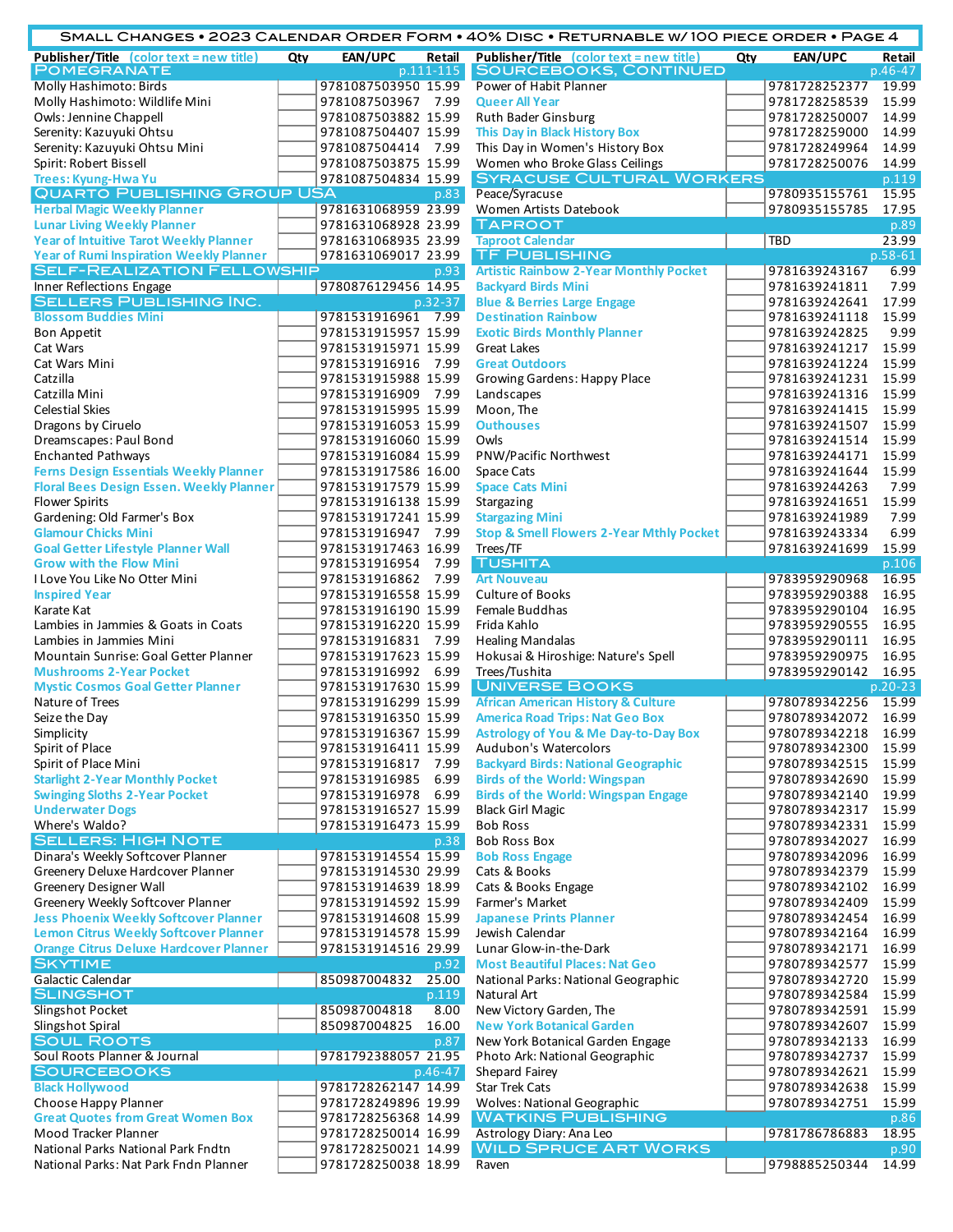# Small Changes • 2023 Calendar Order Form • 40% Disc • Returnable w/ 100 piece order • Page 4

| Publisher/Title (color text = new title) | Qty | EAN/UPC | Retail |
|---|---|---|---|
| **POMEGRANATE** | | | p.111-115 |
| Molly Hashimoto: Birds | | 9781087503950 | 15.99 |
| Molly Hashimoto: Wildlife Mini | | 9781087503967 | 7.99 |
| Owls: Jennine Chappell | | 9781087503882 | 15.99 |
| Serenity: Kazuyuki Ohtsu | | 9781087504407 | 15.99 |
| Serenity: Kazuyuki Ohtsu Mini | | 9781087504414 | 7.99 |
| Spirit: Robert Bissell | | 9781087503875 | 15.99 |
| Trees: Kyung-Hwa Yu | | 9781087504834 | 15.99 |
| **QUARTO PUBLISHING GROUP USA** | | | p.83 |
| Herbal Magic Weekly Planner | | 9781631068959 | 23.99 |
| Lunar Living Weekly Planner | | 9781631068928 | 23.99 |
| Year of Intuitive Tarot Weekly Planner | | 9781631068935 | 23.99 |
| Year of Rumi Inspiration Weekly Planner | | 9781631069017 | 23.99 |
| **SELF-REALIZATION FELLOWSHIP** | | | p.93 |
| Inner Reflections Engage | | 9780876129456 | 14.95 |
| **SELLERS PUBLISHING INC.** | | | p.32-37 |
| Blossom Buddies Mini | | 9781531916961 | 7.99 |
| Bon Appetit | | 9781531915957 | 15.99 |
| Cat Wars | | 9781531915971 | 15.99 |
| Cat Wars Mini | | 9781531916916 | 7.99 |
| Catzilla | | 9781531915988 | 15.99 |
| Catzilla Mini | | 9781531916909 | 7.99 |
| Celestial Skies | | 9781531915995 | 15.99 |
| Dragons by Ciruelo | | 9781531916053 | 15.99 |
| Dreamscapes: Paul Bond | | 9781531916060 | 15.99 |
| Enchanted Pathways | | 9781531916084 | 15.99 |
| Ferns Design Essentials Weekly Planner | | 9781531917586 | 16.00 |
| Floral Bees Design Essen. Weekly Planner | | 9781531917579 | 15.99 |
| Flower Spirits | | 9781531916138 | 15.99 |
| Gardening: Old Farmer's Box | | 9781531917241 | 15.99 |
| Glamour Chicks Mini | | 9781531916947 | 7.99 |
| Goal Getter Lifestyle Planner Wall | | 9781531917463 | 16.99 |
| Grow with the Flow Mini | | 9781531916954 | 7.99 |
| I Love You Like No Otter Mini | | 9781531916862 | 7.99 |
| Inspired Year | | 9781531916558 | 15.99 |
| Karate Kat | | 9781531916190 | 15.99 |
| Lambies in Jammies & Goats in Coats | | 9781531916220 | 15.99 |
| Lambies in Jammies Mini | | 9781531916831 | 7.99 |
| Mountain Sunrise: Goal Getter Planner | | 9781531917623 | 15.99 |
| Mushrooms 2-Year Pocket | | 9781531916992 | 6.99 |
| Mystic Cosmos Goal Getter Planner | | 9781531917630 | 15.99 |
| Nature of Trees | | 9781531916299 | 15.99 |
| Seize the Day | | 9781531916350 | 15.99 |
| Simplicity | | 9781531916367 | 15.99 |
| Spirit of Place | | 9781531916411 | 15.99 |
| Spirit of Place Mini | | 9781531916817 | 7.99 |
| Starlight 2-Year Monthly Pocket | | 9781531916985 | 6.99 |
| Swinging Sloths 2-Year Pocket | | 9781531916978 | 6.99 |
| Underwater Dogs | | 9781531916527 | 15.99 |
| Where's Waldo? | | 9781531916473 | 15.99 |
| **SELLERS: HIGH NOTE** | | | p.38 |
| Dinara's Weekly Softcover Planner | | 9781531914554 | 15.99 |
| Greenery Deluxe Hardcover Planner | | 9781531914530 | 29.99 |
| Greenery Designer Wall | | 9781531914639 | 18.99 |
| Greenery Weekly Softcover Planner | | 9781531914592 | 15.99 |
| Jess Phoenix Weekly Softcover Planner | | 9781531914608 | 15.99 |
| Lemon Citrus Weekly Softcover Planner | | 9781531914578 | 15.99 |
| Orange Citrus Deluxe Hardcover Planner | | 9781531914516 | 29.99 |
| **SKYTIME** | | | p.92 |
| Galactic Calendar | | 850987004832 | 25.00 |
| **SLINGSHOT** | | | p.119 |
| Slingshot Pocket | | 850987004818 | 8.00 |
| Slingshot Spiral | | 850987004825 | 16.00 |
| **SOUL ROOTS** | | | p.87 |
| Soul Roots Planner & Journal | | 9781792388057 | 21.95 |
| **SOURCEBOOKS** | | | p.46-47 |
| Black Hollywood | | 9781728262147 | 14.99 |
| Choose Happy Planner | | 9781728249896 | 19.99 |
| Great Quotes from Great Women Box | | 9781728256368 | 14.99 |
| Mood Tracker Planner | | 9781728250014 | 16.99 |
| National Parks National Park Fndtn | | 9781728250021 | 14.99 |
| National Parks: Nat Park Fndn Planner | | 9781728250038 | 18.99 |
| **SOURCEBOOKS, CONTINUED** | | | p.46-47 |
| Power of Habit Planner | | 9781728252377 | 19.99 |
| Queer All Year | | 9781728258539 | 15.99 |
| Ruth Bader Ginsburg | | 9781728250007 | 14.99 |
| This Day in Black History Box | | 9781728259000 | 14.99 |
| This Day in Women's History Box | | 9781728249964 | 14.99 |
| Women who Broke Glass Ceilings | | 9781728250076 | 14.99 |
| **SYRACUSE CULTURAL WORKERS** | | | p.119 |
| Peace/Syracuse | | 9780935155761 | 15.95 |
| Women Artists Datebook | | 9780935155785 | 17.95 |
| **TAPROOT** | | | p.89 |
| Taproot Calendar | | TBD | 23.99 |
| **TF PUBLISHING** | | | p.58-61 |
| Artistic Rainbow 2-Year Monthly Pocket | | 9781639243167 | 6.99 |
| Backyard Birds Mini | | 9781639241811 | 7.99 |
| Blue & Berries Large Engage | | 9781639242641 | 17.99 |
| Destination Rainbow | | 9781639241118 | 15.99 |
| Exotic Birds Monthly Planner | | 9781639242825 | 9.99 |
| Great Lakes | | 9781639241217 | 15.99 |
| Great Outdoors | | 9781639241224 | 15.99 |
| Growing Gardens: Happy Place | | 9781639241231 | 15.99 |
| Landscapes | | 9781639241316 | 15.99 |
| Moon, The | | 9781639241415 | 15.99 |
| Outhouses | | 9781639241507 | 15.99 |
| Owls | | 9781639241514 | 15.99 |
| PNW/Pacific Northwest | | 9781639244171 | 15.99 |
| Space Cats | | 9781639241644 | 15.99 |
| Space Cats Mini | | 9781639244263 | 7.99 |
| Stargazing | | 9781639241651 | 15.99 |
| Stargazing Mini | | 9781639241989 | 7.99 |
| Stop & Smell Flowers 2-Year Mthly Pocket | | 9781639243334 | 6.99 |
| Trees/TF | | 9781639241699 | 15.99 |
| **TUSHITA** | | | p.106 |
| Art Nouveau | | 9783959290968 | 16.95 |
| Culture of Books | | 9783959290388 | 16.95 |
| Female Buddhas | | 9783959290104 | 16.95 |
| Frida Kahlo | | 9783959290555 | 16.95 |
| Healing Mandalas | | 9783959290111 | 16.95 |
| Hokusai & Hiroshige: Nature's Spell | | 9783959290975 | 16.95 |
| Trees/Tushita | | 9783959290142 | 16.95 |
| **UNIVERSE BOOKS** | | | p.20-23 |
| African American History & Culture | | 9780789342256 | 15.99 |
| America Road Trips: Nat Geo Box | | 9780789342072 | 16.99 |
| Astrology of You & Me Day-to-Day Box | | 9780789342218 | 16.99 |
| Audubon's Watercolors | | 9780789342300 | 15.99 |
| Backyard Birds: National Geographic | | 9780789342515 | 15.99 |
| Birds of the World: Wingspan | | 9780789342690 | 15.99 |
| Birds of the World: Wingspan Engage | | 9780789342140 | 19.99 |
| Black Girl Magic | | 9780789342317 | 15.99 |
| Bob Ross | | 9780789342331 | 15.99 |
| Bob Ross Box | | 9780789342027 | 16.99 |
| Bob Ross Engage | | 9780789342096 | 16.99 |
| Cats & Books | | 9780789342379 | 15.99 |
| Cats & Books Engage | | 9780789342102 | 16.99 |
| Farmer's Market | | 9780789342409 | 15.99 |
| Japanese Prints Planner | | 9780789342454 | 16.99 |
| Jewish Calendar | | 9780789342164 | 16.99 |
| Lunar Glow-in-the-Dark | | 9780789342171 | 16.99 |
| Most Beautiful Places: Nat Geo | | 9780789342577 | 15.99 |
| National Parks: National Geographic | | 9780789342720 | 15.99 |
| Natural Art | | 9780789342584 | 15.99 |
| New Victory Garden, The | | 9780789342591 | 15.99 |
| New York Botanical Garden | | 9780789342607 | 15.99 |
| New York Botanical Garden Engage | | 9780789342133 | 16.99 |
| Photo Ark: National Geographic | | 9780789342737 | 15.99 |
| Shepard Fairey | | 9780789342621 | 15.99 |
| Star Trek Cats | | 9780789342638 | 15.99 |
| Wolves: National Geographic | | 9780789342751 | 15.99 |
| **WATKINS PUBLISHING** | | | p.86 |
| Astrology Diary: Ana Leo | | 9781786786883 | 18.95 |
| **WILD SPRUCE ART WORKS** | | | p.90 |
| Raven | | 9798885250344 | 14.99 |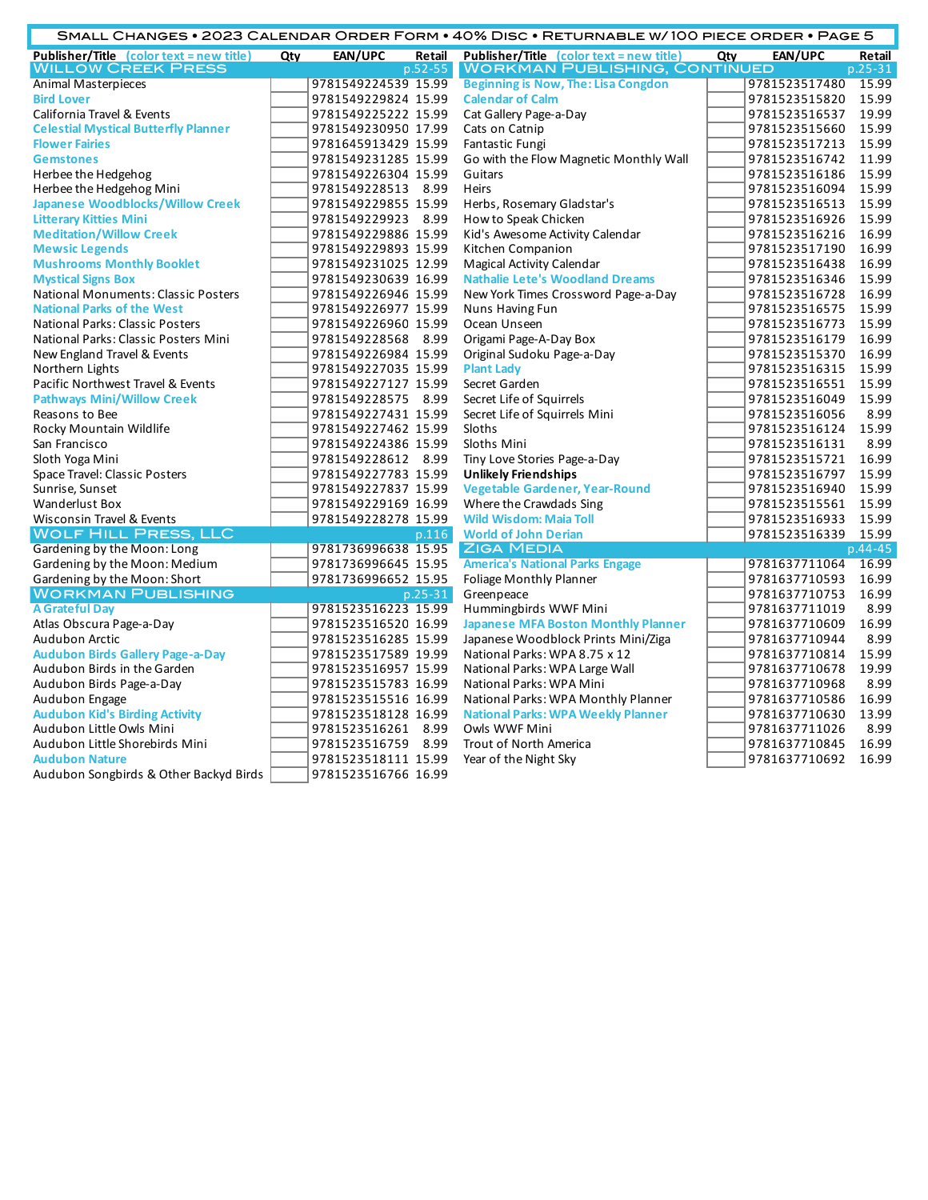# Small Changes • 2023 Calendar Order Form • 40% Disc • Returnable w/ 100 piece order • Page 5

| Publisher/Title (color text = new title) | Qty | EAN/UPC | Retail |
|---|---|---|---|
| **Willow Creek Press** | | | p.52-55 |
| Animal Masterpieces | | 9781549224539 | 15.99 |
| **Bird Lover** | | 9781549229824 | 15.99 |
| California Travel & Events | | 9781549225222 | 15.99 |
| **Celestial Mystical Butterfly Planner** | | 9781549230950 | 17.99 |
| **Flower Fairies** | | 9781645913429 | 15.99 |
| **Gemstones** | | 9781549231285 | 15.99 |
| Herbee the Hedgehog | | 9781549226304 | 15.99 |
| Herbee the Hedgehog Mini | | 9781549228513 | 8.99 |
| **Japanese Woodblocks/Willow Creek** | | 9781549229855 | 15.99 |
| **Litterary Kitties Mini** | | 9781549229923 | 8.99 |
| **Meditation/Willow Creek** | | 9781549229886 | 15.99 |
| **Mewsic Legends** | | 9781549229893 | 15.99 |
| **Mushrooms Monthly Booklet** | | 9781549231025 | 12.99 |
| **Mystical Signs Box** | | 9781549230639 | 16.99 |
| National Monuments: Classic Posters | | 9781549226946 | 15.99 |
| **National Parks of the West** | | 9781549226977 | 15.99 |
| National Parks: Classic Posters | | 9781549226960 | 15.99 |
| National Parks: Classic Posters Mini | | 9781549228568 | 8.99 |
| New England Travel & Events | | 9781549226984 | 15.99 |
| Northern Lights | | 9781549227035 | 15.99 |
| Pacific Northwest Travel & Events | | 9781549227127 | 15.99 |
| **Pathways Mini/Willow Creek** | | 9781549228575 | 8.99 |
| Reasons to Bee | | 9781549227431 | 15.99 |
| Rocky Mountain Wildlife | | 9781549227462 | 15.99 |
| San Francisco | | 9781549224386 | 15.99 |
| Sloth Yoga Mini | | 9781549228612 | 8.99 |
| Space Travel: Classic Posters | | 9781549227783 | 15.99 |
| Sunrise, Sunset | | 9781549227837 | 15.99 |
| Wanderlust Box | | 9781549229169 | 16.99 |
| Wisconsin Travel & Events | | 9781549228278 | 15.99 |
| **Wolf Hill Press, LLC** | | | p.116 |
| Gardening by the Moon: Long | | 9781736996638 | 15.95 |
| Gardening by the Moon: Medium | | 9781736996645 | 15.95 |
| Gardening by the Moon: Short | | 9781736996652 | 15.95 |
| **Workman Publishing** | | | p.25-31 |
| **A Grateful Day** | | 9781523516223 | 15.99 |
| Atlas Obscura Page-a-Day | | 9781523516520 | 16.99 |
| Audubon Arctic | | 9781523516285 | 15.99 |
| **Audubon Birds Gallery Page-a-Day** | | 9781523517589 | 19.99 |
| Audubon Birds in the Garden | | 9781523516957 | 15.99 |
| Audubon Birds Page-a-Day | | 9781523515783 | 16.99 |
| Audubon Engage | | 9781523515516 | 16.99 |
| **Audubon Kid's Birding Activity** | | 9781523518128 | 16.99 |
| Audubon Little Owls Mini | | 9781523516261 | 8.99 |
| Audubon Little Shorebirds Mini | | 9781523516759 | 8.99 |
| **Audubon Nature** | | 9781523518111 | 15.99 |
| Audubon Songbirds & Other Backyd Birds | | 9781523516766 | 16.99 |
| **Workman Publishing, continued** | | | p.25-31 |
| **Beginning is Now, The: Lisa Congdon** | | 9781523517480 | 15.99 |
| **Calendar of Calm** | | 9781523515820 | 15.99 |
| Cat Gallery Page-a-Day | | 9781523516537 | 19.99 |
| Cats on Catnip | | 9781523515660 | 15.99 |
| Fantastic Fungi | | 9781523517213 | 15.99 |
| Go with the Flow Magnetic Monthly Wall | | 9781523516742 | 11.99 |
| Guitars | | 9781523516186 | 15.99 |
| Heirs | | 9781523516094 | 15.99 |
| Herbs, Rosemary Gladstar's | | 9781523516513 | 15.99 |
| How to Speak Chicken | | 9781523516926 | 15.99 |
| Kid's Awesome Activity Calendar | | 9781523516216 | 16.99 |
| Kitchen Companion | | 9781523517190 | 16.99 |
| Magical Activity Calendar | | 9781523516438 | 16.99 |
| **Nathalie Lete's Woodland Dreams** | | 9781523516346 | 15.99 |
| New York Times Crossword Page-a-Day | | 9781523516728 | 16.99 |
| Nuns Having Fun | | 9781523516575 | 15.99 |
| Ocean Unseen | | 9781523516773 | 15.99 |
| Origami Page-A-Day Box | | 9781523516179 | 16.99 |
| Original Sudoku Page-a-Day | | 9781523515370 | 16.99 |
| **Plant Lady** | | 9781523516315 | 15.99 |
| Secret Garden | | 9781523516551 | 15.99 |
| Secret Life of Squirrels | | 9781523516049 | 15.99 |
| Secret Life of Squirrels Mini | | 9781523516056 | 8.99 |
| Sloths | | 9781523516124 | 15.99 |
| Sloths Mini | | 9781523516131 | 8.99 |
| Tiny Love Stories Page-a-Day | | 9781523515721 | 16.99 |
| Unlikely Friendships | | 9781523516797 | 15.99 |
| **Vegetable Gardener, Year-Round** | | 9781523516940 | 15.99 |
| Where the Crawdads Sing | | 9781523515561 | 15.99 |
| **Wild Wisdom: Maia Toll** | | 9781523516933 | 15.99 |
| **World of John Derian** | | 9781523516339 | 15.99 |
| **Ziga Media** | | | p.44-45 |
| **America's National Parks Engage** | | 9781637711064 | 16.99 |
| Foliage Monthly Planner | | 9781637710593 | 16.99 |
| Greenpeace | | 9781637710753 | 16.99 |
| Hummingbirds WWF Mini | | 9781637711019 | 8.99 |
| **Japanese MFA Boston Monthly Planner** | | 9781637710609 | 16.99 |
| Japanese Woodblock Prints Mini/Ziga | | 9781637710944 | 8.99 |
| National Parks: WPA 8.75 x 12 | | 9781637710814 | 15.99 |
| National Parks: WPA Large Wall | | 9781637710678 | 19.99 |
| National Parks: WPA Mini | | 9781637710968 | 8.99 |
| National Parks: WPA Monthly Planner | | 9781637710586 | 16.99 |
| **National Parks: WPA Weekly Planner** | | 9781637710630 | 13.99 |
| Owls WWF Mini | | 9781637711026 | 8.99 |
| Trout of North America | | 9781637710845 | 16.99 |
| Year of the Night Sky | | 9781637710692 | 16.99 |